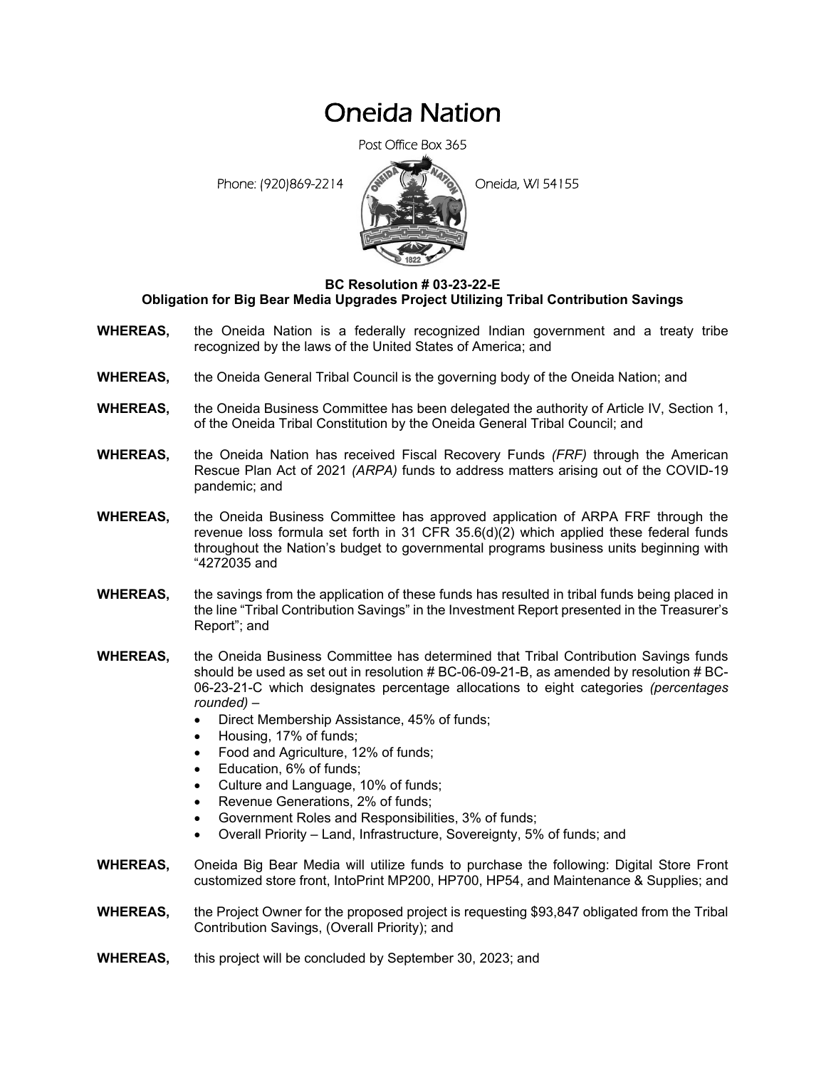# Oneida Nation

Post Office Box 365

Phone: (920)869-2214 Oneida, WI 54155

**BC Resolution # 03-23-22-E**
**Obligation for Big Bear Media Upgrades Project Utilizing Tribal Contribution Savings**

**WHEREAS,** the Oneida Nation is a federally recognized Indian government and a treaty tribe recognized by the laws of the United States of America; and

**WHEREAS,** the Oneida General Tribal Council is the governing body of the Oneida Nation; and

**WHEREAS,** the Oneida Business Committee has been delegated the authority of Article IV, Section 1, of the Oneida Tribal Constitution by the Oneida General Tribal Council; and

**WHEREAS,** the Oneida Nation has received Fiscal Recovery Funds *(FRF)* through the American Rescue Plan Act of 2021 *(ARPA)* funds to address matters arising out of the COVID-19 pandemic; and

**WHEREAS,** the Oneida Business Committee has approved application of ARPA FRF through the revenue loss formula set forth in 31 CFR 35.6(d)(2) which applied these federal funds throughout the Nation's budget to governmental programs business units beginning with "4272035 and

**WHEREAS,** the savings from the application of these funds has resulted in tribal funds being placed in the line "Tribal Contribution Savings" in the Investment Report presented in the Treasurer's Report"; and

**WHEREAS,** the Oneida Business Committee has determined that Tribal Contribution Savings funds should be used as set out in resolution # BC-06-09-21-B, as amended by resolution # BC-06-23-21-C which designates percentage allocations to eight categories *(percentages rounded)* –

- Direct Membership Assistance, 45% of funds;
- Housing, 17% of funds;
- Food and Agriculture, 12% of funds;
- Education, 6% of funds;
- Culture and Language, 10% of funds;
- Revenue Generations, 2% of funds;
- Government Roles and Responsibilities, 3% of funds;
- Overall Priority – Land, Infrastructure, Sovereignty, 5% of funds; and

**WHEREAS,** Oneida Big Bear Media will utilize funds to purchase the following: Digital Store Front customized store front, IntoPrint MP200, HP700, HP54, and Maintenance & Supplies; and

**WHEREAS,** the Project Owner for the proposed project is requesting $93,847 obligated from the Tribal Contribution Savings, (Overall Priority); and

**WHEREAS,** this project will be concluded by September 30, 2023; and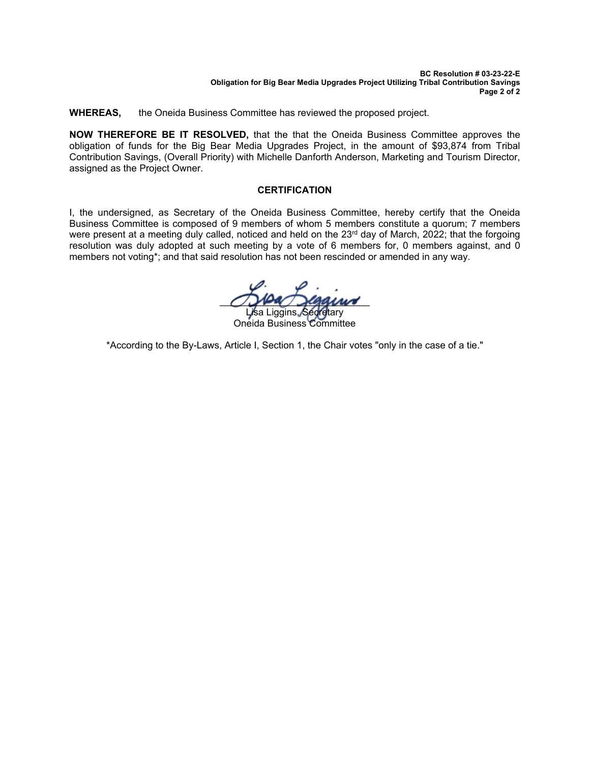**WHEREAS,** the Oneida Business Committee has reviewed the proposed project.

**NOW THEREFORE BE IT RESOLVED,** that the that the Oneida Business Committee approves the obligation of funds for the Big Bear Media Upgrades Project, in the amount of $93,874 from Tribal Contribution Savings, (Overall Priority) with Michelle Danforth Anderson, Marketing and Tourism Director, assigned as the Project Owner.

**CERTIFICATION**

I, the undersigned, as Secretary of the Oneida Business Committee, hereby certify that the Oneida Business Committee is composed of 9 members of whom 5 members constitute a quorum; 7 members were present at a meeting duly called, noticed and held on the 23rd day of March, 2022; that the forgoing resolution was duly adopted at such meeting by a vote of 6 members for, 0 members against, and 0 members not voting*; and that said resolution has not been rescinded or amended in any way.

Lisa Liggins, Secretary
Oneida Business Committee

*According to the By-Laws, Article I, Section 1, the Chair votes "only in the case of a tie."